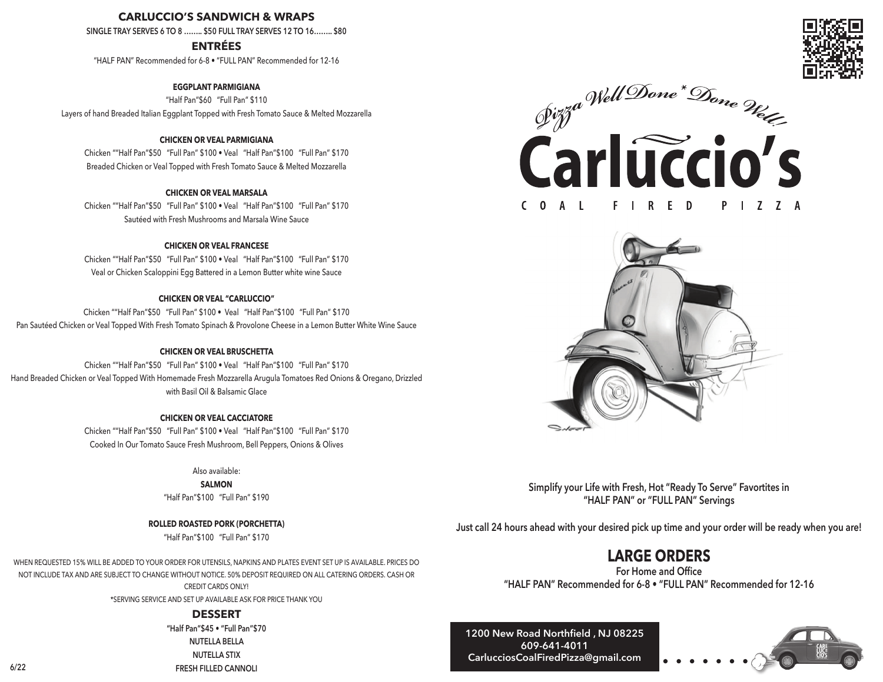## CARLUCCIO'S SANDWICH & WRAPS

SINGLE TRAY SERVES 6 TO 8 ........ $50 FULL TRAY SERVES 12 TO 16........ $80

## ENTRÉES

"HALF PAN" Recommended for 6-8 • "FULL PAN" Recommended for 12-16

### EGGPLANT PARMIGIANA

"Half Pan"$60 "Full Pan" $110

Layers of hand Breaded Italian Eggplant Topped with Fresh Tomato Sauce & Melted Mozzarella

### CHICKEN OR VEAL PARMIGIANA

Chicken ""Half Pan"$50 "Full Pan" $100 • Veal "Half Pan"$100 "Full Pan" $170

Breaded Chicken or Veal Topped with Fresh Tomato Sauce & Melted Mozzarella

### CHICKEN OR VEAL MARSALA

Chicken ""Half Pan"$50 "Full Pan" $100 • Veal "Half Pan"$100 "Full Pan" $170

Sautéed with Fresh Mushrooms and Marsala Wine Sauce

### CHICKEN OR VEAL FRANCESE

Chicken ""Half Pan"$50 "Full Pan" $100 • Veal "Half Pan"$100 "Full Pan" $170

Veal or Chicken Scaloppini Egg Battered in a Lemon Butter white wine Sauce

### CHICKEN OR VEAL "CARLUCCIO"

Chicken ""Half Pan"$50 "Full Pan" $100 • Veal "Half Pan"$100 "Full Pan" $170

Pan Sautéed Chicken or Veal Topped With Fresh Tomato Spinach & Provolone Cheese in a Lemon Butter White Wine Sauce

### CHICKEN OR VEAL BRUSCHETTA

Chicken ""Half Pan"$50 "Full Pan" $100 • Veal "Half Pan"$100 "Full Pan" $170

Hand Breaded Chicken or Veal Topped With Homemade Fresh Mozzarella Arugula Tomatoes Red Onions & Oregano, Drizzled with Basil Oil & Balsamic Glace

### CHICKEN OR VEAL CACCIATORE

Chicken ""Half Pan"$50 "Full Pan" $100 • Veal "Half Pan"$100 "Full Pan" $170

Cooked In Our Tomato Sauce Fresh Mushroom, Bell Peppers, Onions & Olives

Also available:

**SALMON**

"Half Pan"$100 "Full Pan" $190

**ROLLED ROASTED PORK (PORCHETTA)**

"Half Pan"$100 "Full Pan" $170

WHEN REQUESTED 15% WILL BE ADDED TO YOUR ORDER FOR UTENSILS, NAPKINS AND PLATES EVENT SET UP IS AVAILABLE. PRICES DO NOT INCLUDE TAX AND ARE SUBJECT TO CHANGE WITHOUT NOTICE. 50% DEPOSIT REQUIRED ON ALL CATERING ORDERS. CASH OR CREDIT CARDS ONLY!

*SERVING SERVICE AND SET UP AVAILABLE ASK FOR PRICE THANK YOU

## DESSERT

"Half Pan"$45 • "Full Pan"$70

NUTELLA BELLA

NUTELLA STIX

FRESH FILLED CANNOLI

6/22

*Pizza Well Done * Done Well!*

# Carluccio's

COAL FIRED PIZZA

Simplify your Life with Fresh, Hot "Ready To Serve" Favortites in "HALF PAN" or "FULL PAN" Servings

Just call 24 hours ahead with your desired pick up time and your order will be ready when you are!

## LARGE ORDERS

For Home and Office

"HALF PAN" Recommended for 6-8 • "FULL PAN" Recommended for 12-16

1200 New Road Northfield , NJ 08225
609-641-4011
CarlucciosCoalFiredPizza@gmail.com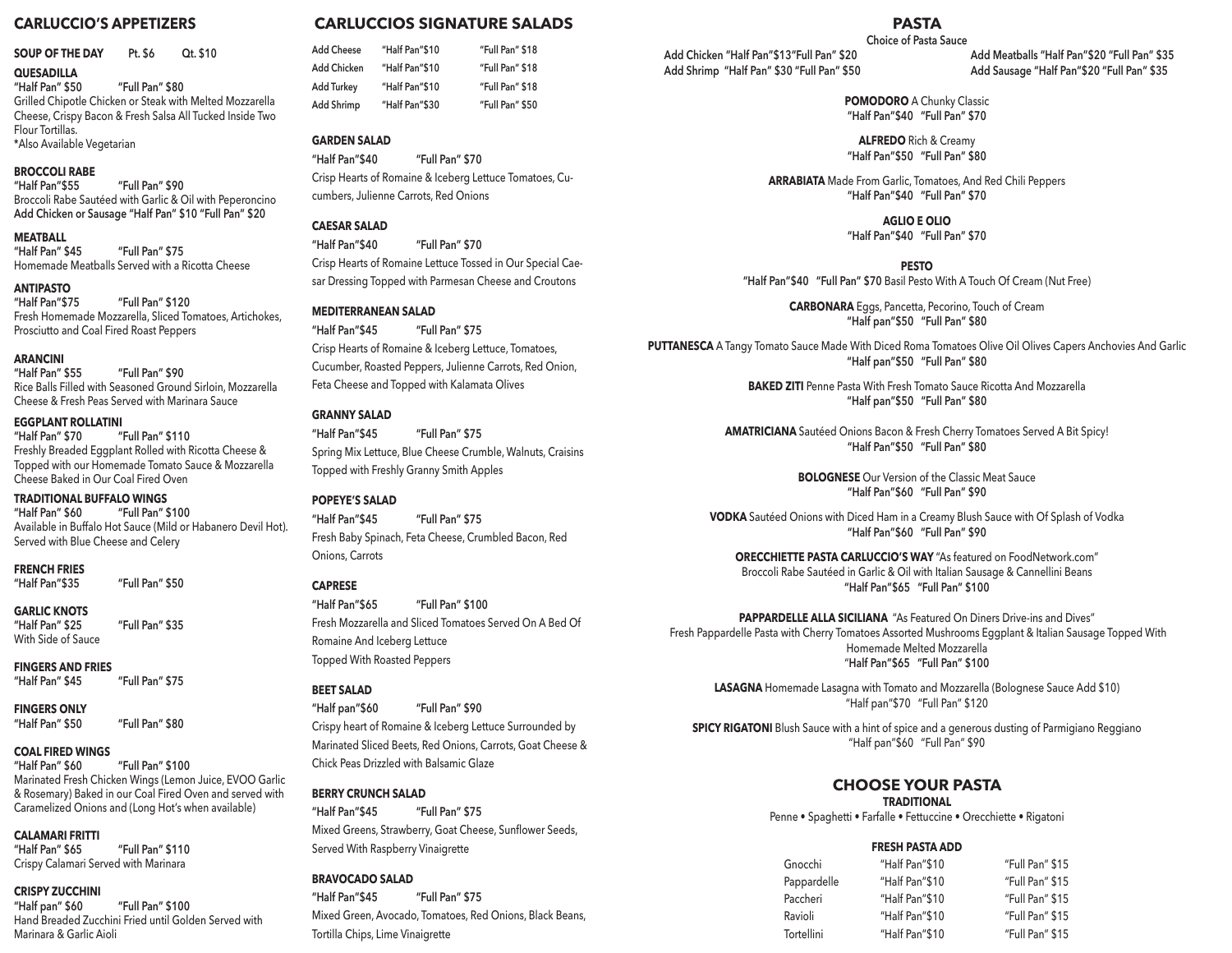## CARLUCCIO'S APPETIZERS

**SOUP OF THE DAY** Pt. $6 Qt. $10

**QUESADILLA**
"Half Pan" $50 "Full Pan" $80
Grilled Chipotle Chicken or Steak with Melted Mozzarella Cheese, Crispy Bacon & Fresh Salsa All Tucked Inside Two Flour Tortillas.
*Also Available Vegetarian

**BROCCOLI RABE**
"Half Pan"$55 "Full Pan" $90
Broccoli Rabe Sautéed with Garlic & Oil with Peperoncino
**Add Chicken or Sausage "Half Pan" $10 "Full Pan" $20**

**MEATBALL**
"Half Pan" $45 "Full Pan" $75
Homemade Meatballs Served with a Ricotta Cheese

**ANTIPASTO**
"Half Pan"$75 "Full Pan" $120
Fresh Homemade Mozzarella, Sliced Tomatoes, Artichokes, Prosciutto and Coal Fired Roast Peppers

**ARANCINI**
"Half Pan" $55 "Full Pan" $90
Rice Balls Filled with Seasoned Ground Sirloin, Mozzarella Cheese & Fresh Peas Served with Marinara Sauce

**EGGPLANT ROLLATINI**
"Half Pan" $70 "Full Pan" $110
Freshly Breaded Eggplant Rolled with Ricotta Cheese & Topped with our Homemade Tomato Sauce & Mozzarella Cheese Baked in Our Coal Fired Oven

**TRADITIONAL BUFFALO WINGS**
"Half Pan" $60 "Full Pan" $100
Available in Buffalo Hot Sauce (Mild or Habanero Devil Hot). Served with Blue Cheese and Celery

**FRENCH FRIES**
"Half Pan"$35 "Full Pan" $50

**GARLIC KNOTS**
"Half Pan" $25 "Full Pan" $35
With Side of Sauce

**FINGERS AND FRIES**
"Half Pan" $45 "Full Pan" $75

**FINGERS ONLY**
"Half Pan" $50 "Full Pan" $80

**COAL FIRED WINGS**
"Half Pan" $60 "Full Pan" $100
Marinated Fresh Chicken Wings (Lemon Juice, EVOO Garlic & Rosemary) Baked in our Coal Fired Oven and served with Caramelized Onions and (Long Hot's when available)

**CALAMARI FRITTI**
"Half Pan" $65 "Full Pan" $110
Crispy Calamari Served with Marinara

**CRISPY ZUCCHINI**
"Half pan" $60 "Full Pan" $100
Hand Breaded Zucchini Fried until Golden Served with Marinara & Garlic Aioli

## CARLUCCIOS SIGNATURE SALADS

| | | |
|---|---|---|
| Add Cheese | "Half Pan"$10 | "Full Pan" $18 |
| Add Chicken | "Half Pan"$10 | "Full Pan" $18 |
| Add Turkey | "Half Pan"$10 | "Full Pan" $18 |
| Add Shrimp | "Half Pan"$30 | "Full Pan" $50 |

**GARDEN SALAD**
"Half Pan"$40 "Full Pan" $70
Crisp Hearts of Romaine & Iceberg Lettuce Tomatoes, Cucumbers, Julienne Carrots, Red Onions

**CAESAR SALAD**
"Half Pan"$40 "Full Pan" $70
Crisp Hearts of Romaine Lettuce Tossed in Our Special Caesar Dressing Topped with Parmesan Cheese and Croutons

**MEDITERRANEAN SALAD**
"Half Pan"$45 "Full Pan" $75
Crisp Hearts of Romaine & Iceberg Lettuce, Tomatoes, Cucumber, Roasted Peppers, Julienne Carrots, Red Onion, Feta Cheese and Topped with Kalamata Olives

**GRANNY SALAD**
"Half Pan"$45 "Full Pan" $75
Spring Mix Lettuce, Blue Cheese Crumble, Walnuts, Craisins Topped with Freshly Granny Smith Apples

**POPEYE'S SALAD**
"Half Pan"$45 "Full Pan" $75
Fresh Baby Spinach, Feta Cheese, Crumbled Bacon, Red Onions, Carrots

**CAPRESE**
"Half Pan"$65 "Full Pan" $100
Fresh Mozzarella and Sliced Tomatoes Served On A Bed Of Romaine And Iceberg Lettuce
Topped With Roasted Peppers

**BEET SALAD**
"Half pan"$60 "Full Pan" $90
Crispy heart of Romaine & Iceberg Lettuce Surrounded by Marinated Sliced Beets, Red Onions, Carrots, Goat Cheese & Chick Peas Drizzled with Balsamic Glaze

**BERRY CRUNCH SALAD**
"Half Pan"$45 "Full Pan" $75
Mixed Greens, Strawberry, Goat Cheese, Sunflower Seeds, Served With Raspberry Vinaigrette

**BRAVOCADO SALAD**
"Half Pan"$45 "Full Pan" $75
Mixed Green, Avocado, Tomatoes, Red Onions, Black Beans, Tortilla Chips, Lime Vinaigrette

## PASTA

**Choice of Pasta Sauce**

Add Chicken "Half Pan"$13"Full Pan" $20
Add Shrimp "Half Pan" $30 "Full Pan" $50
Add Meatballs "Half Pan"$20 "Full Pan" $35
Add Sausage "Half Pan"$20 "Full Pan" $35

**POMODORO** A Chunky Classic
"Half Pan"$40 "Full Pan" $70

**ALFREDO** Rich & Creamy
"Half Pan"$50 "Full Pan" $80

**ARRABIATA** Made From Garlic, Tomatoes, And Red Chili Peppers
"Half Pan"$40 "Full Pan" $70

**AGLIO E OLIO**
"Half Pan"$40 "Full Pan" $70

**PESTO**
"Half Pan"$40 "Full Pan" $70 Basil Pesto With A Touch Of Cream (Nut Free)

**CARBONARA** Eggs, Pancetta, Pecorino, Touch of Cream
"Half pan"$50 "Full Pan" $80

**PUTTANESCA** A Tangy Tomato Sauce Made With Diced Roma Tomatoes Olive Oil Olives Capers Anchovies And Garlic
"Half pan"$50 "Full Pan" $80

**BAKED ZITI** Penne Pasta With Fresh Tomato Sauce Ricotta And Mozzarella
"Half pan"$50 "Full Pan" $80

**AMATRICIANA** Sautéed Onions Bacon & Fresh Cherry Tomatoes Served A Bit Spicy!
"Half Pan"$50 "Full Pan" $80

**BOLOGNESE** Our Version of the Classic Meat Sauce
"Half Pan"$60 "Full Pan" $90

**VODKA** Sautéed Onions with Diced Ham in a Creamy Blush Sauce with Of Splash of Vodka
"Half Pan"$60 "Full Pan" $90

**ORECCHIETTE PASTA CARLUCCIO'S WAY** "As featured on FoodNetwork.com"
Broccoli Rabe Sautéed in Garlic & Oil with Italian Sausage & Cannellini Beans
"Half Pan"$65 "Full Pan" $100

**PAPPARDELLE ALLA SICILIANA** "As Featured On Diners Drive-ins and Dives"
Fresh Pappardelle Pasta with Cherry Tomatoes Assorted Mushrooms Eggplant & Italian Sausage Topped With Homemade Melted Mozzarella
"Half Pan"$65 "Full Pan" $100

**LASAGNA** Homemade Lasagna with Tomato and Mozzarella (Bolognese Sauce Add $10)
"Half pan"$70 "Full Pan" $120

**SPICY RIGATONI** Blush Sauce with a hint of spice and a generous dusting of Parmigiano Reggiano
"Half pan"$60 "Full Pan" $90

## CHOOSE YOUR PASTA

**TRADITIONAL**
Penne • Spaghetti • Farfalle • Fettuccine • Orecchiette • Rigatoni

**FRESH PASTA ADD**

| | | |
|---|---|---|
| Gnocchi | "Half Pan"$10 | "Full Pan" $15 |
| Pappardelle | "Half Pan"$10 | "Full Pan" $15 |
| Paccheri | "Half Pan"$10 | "Full Pan" $15 |
| Ravioli | "Half Pan"$10 | "Full Pan" $15 |
| Tortellini | "Half Pan"$10 | "Full Pan" $15 |